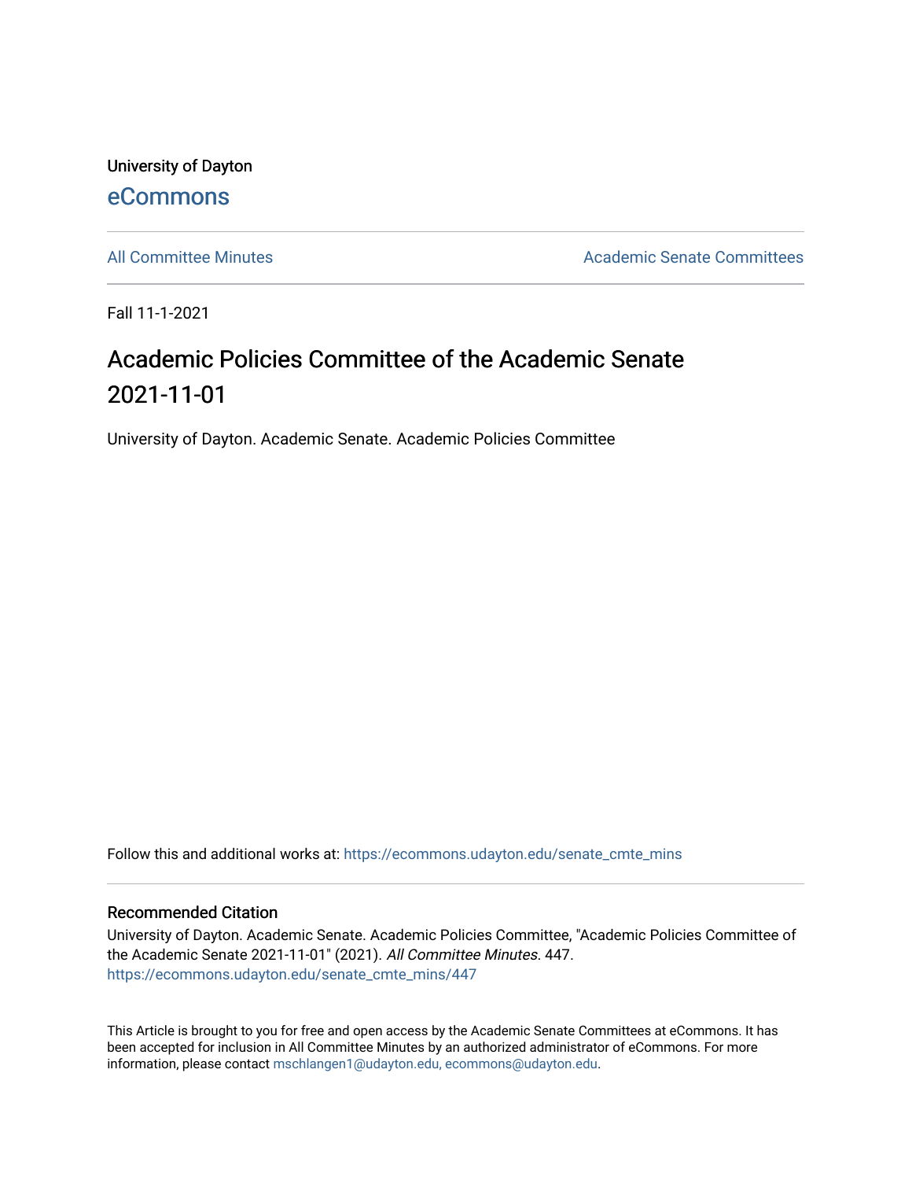University of Dayton

eCommons

All Committee Minutes

Academic Senate Committees

Fall 11-1-2021

# Academic Policies Committee of the Academic Senate 2021-11-01

University of Dayton. Academic Senate. Academic Policies Committee

Follow this and additional works at: https://ecommons.udayton.edu/senate_cmte_mins

## Recommended Citation

University of Dayton. Academic Senate. Academic Policies Committee, "Academic Policies Committee of the Academic Senate 2021-11-01" (2021). *All Committee Minutes*. 447.
https://ecommons.udayton.edu/senate_cmte_mins/447

This Article is brought to you for free and open access by the Academic Senate Committees at eCommons. It has been accepted for inclusion in All Committee Minutes by an authorized administrator of eCommons. For more information, please contact mschlangen1@udayton.edu, ecommons@udayton.edu.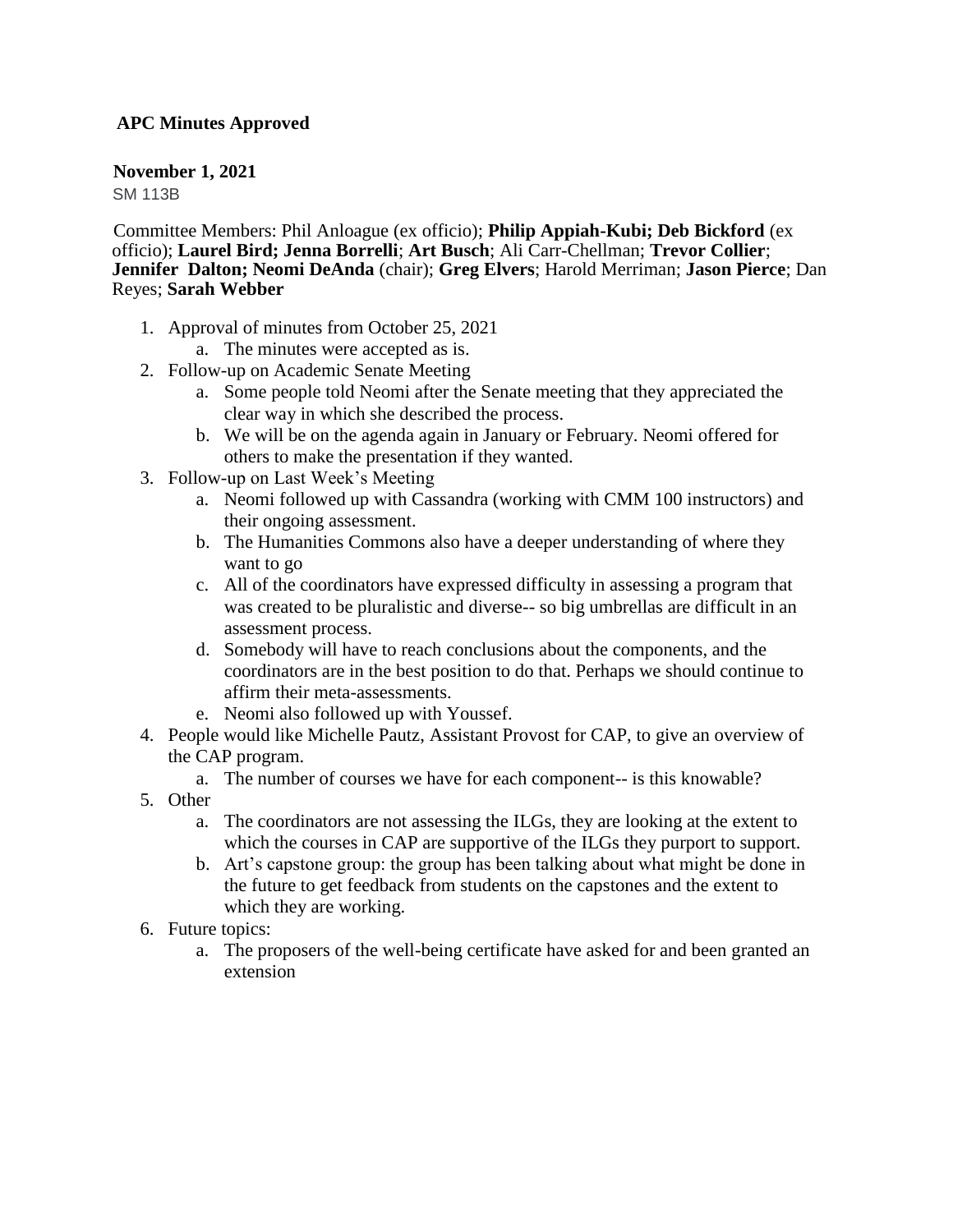**APC Minutes Approved**

**November 1, 2021**

SM 113B

Committee Members: Phil Anloague (ex officio); **Philip Appiah-Kubi; Deb Bickford** (ex officio); **Laurel Bird; Jenna Borrelli**; **Art Busch**; Ali Carr-Chellman; **Trevor Collier**; **Jennifer Dalton; Neomi DeAnda** (chair); **Greg Elvers**; Harold Merriman; **Jason Pierce**; Dan Reyes; **Sarah Webber**

1. Approval of minutes from October 25, 2021
    a. The minutes were accepted as is.
2. Follow-up on Academic Senate Meeting
    a. Some people told Neomi after the Senate meeting that they appreciated the clear way in which she described the process.
    b. We will be on the agenda again in January or February. Neomi offered for others to make the presentation if they wanted.
3. Follow-up on Last Week's Meeting
    a. Neomi followed up with Cassandra (working with CMM 100 instructors) and their ongoing assessment.
    b. The Humanities Commons also have a deeper understanding of where they want to go
    c. All of the coordinators have expressed difficulty in assessing a program that was created to be pluralistic and diverse-- so big umbrellas are difficult in an assessment process.
    d. Somebody will have to reach conclusions about the components, and the coordinators are in the best position to do that. Perhaps we should continue to affirm their meta-assessments.
    e. Neomi also followed up with Youssef.
4. People would like Michelle Pautz, Assistant Provost for CAP, to give an overview of the CAP program.
    a. The number of courses we have for each component-- is this knowable?
5. Other
    a. The coordinators are not assessing the ILGs, they are looking at the extent to which the courses in CAP are supportive of the ILGs they purport to support.
    b. Art's capstone group: the group has been talking about what might be done in the future to get feedback from students on the capstones and the extent to which they are working.
6. Future topics:
    a. The proposers of the well-being certificate have asked for and been granted an extension